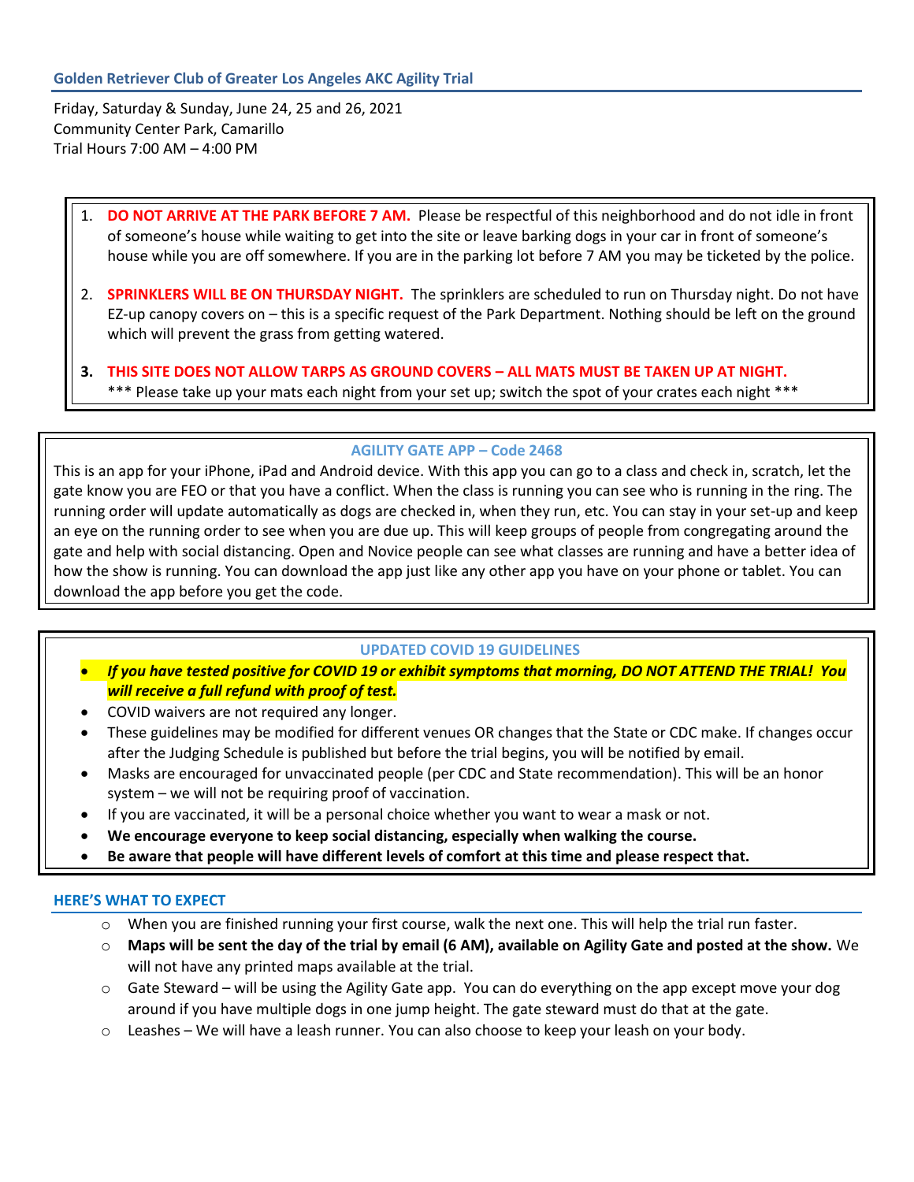## Golden Retriever Club of Greater Los Angeles AKC Agility Trial

Friday, Saturday & Sunday, June 24, 25 and 26, 2021
Community Center Park, Camarillo
Trial Hours 7:00 AM – 4:00 PM

1. **DO NOT ARRIVE AT THE PARK BEFORE 7 AM.** Please be respectful of this neighborhood and do not idle in front of someone's house while waiting to get into the site or leave barking dogs in your car in front of someone's house while you are off somewhere. If you are in the parking lot before 7 AM you may be ticketed by the police.
2. **SPRINKLERS WILL BE ON THURSDAY NIGHT.** The sprinklers are scheduled to run on Thursday night. Do not have EZ-up canopy covers on – this is a specific request of the Park Department. Nothing should be left on the ground which will prevent the grass from getting watered.
3. **THIS SITE DOES NOT ALLOW TARPS AS GROUND COVERS – ALL MATS MUST BE TAKEN UP AT NIGHT.**
   *** Please take up your mats each night from your set up; switch the spot of your crates each night ***

### AGILITY GATE APP – Code 2468

This is an app for your iPhone, iPad and Android device. With this app you can go to a class and check in, scratch, let the gate know you are FEO or that you have a conflict. When the class is running you can see who is running in the ring. The running order will update automatically as dogs are checked in, when they run, etc. You can stay in your set-up and keep an eye on the running order to see when you are due up. This will keep groups of people from congregating around the gate and help with social distancing. Open and Novice people can see what classes are running and have a better idea of how the show is running. You can download the app just like any other app you have on your phone or tablet. You can download the app before you get the code.

### UPDATED COVID 19 GUIDELINES

- ***If you have tested positive for COVID 19 or exhibit symptoms that morning, DO NOT ATTEND THE TRIAL! You will receive a full refund with proof of test.***
- COVID waivers are not required any longer.
- These guidelines may be modified for different venues OR changes that the State or CDC make. If changes occur after the Judging Schedule is published but before the trial begins, you will be notified by email.
- Masks are encouraged for unvaccinated people (per CDC and State recommendation). This will be an honor system – we will not be requiring proof of vaccination.
- If you are vaccinated, it will be a personal choice whether you want to wear a mask or not.
- **We encourage everyone to keep social distancing, especially when walking the course.**
- **Be aware that people will have different levels of comfort at this time and please respect that.**

## HERE'S WHAT TO EXPECT

- When you are finished running your first course, walk the next one. This will help the trial run faster.
- **Maps will be sent the day of the trial by email (6 AM), available on Agility Gate and posted at the show.** We will not have any printed maps available at the trial.
- Gate Steward – will be using the Agility Gate app. You can do everything on the app except move your dog around if you have multiple dogs in one jump height. The gate steward must do that at the gate.
- Leashes – We will have a leash runner. You can also choose to keep your leash on your body.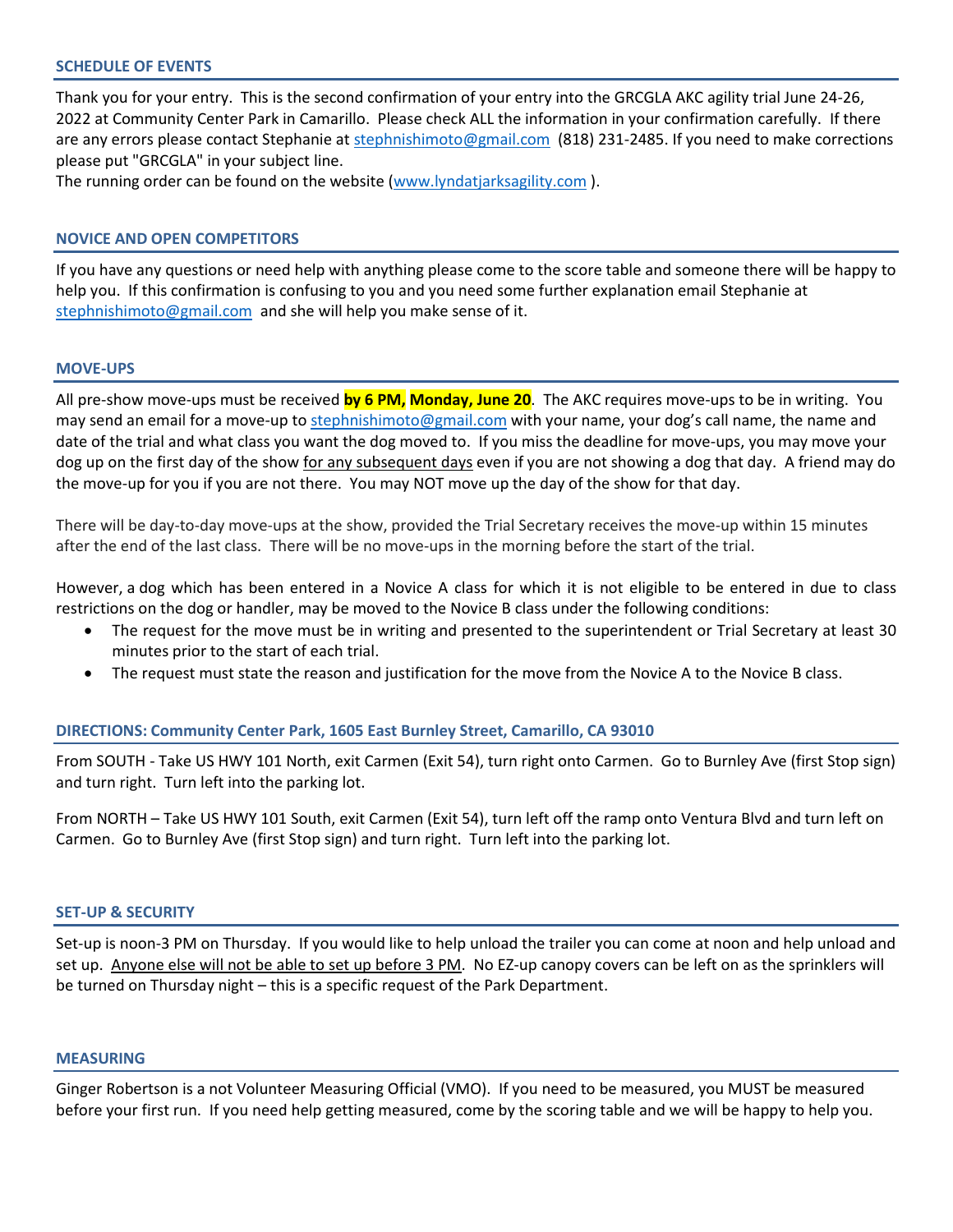## SCHEDULE OF EVENTS

Thank you for your entry. This is the second confirmation of your entry into the GRCGLA AKC agility trial June 24-26, 2022 at Community Center Park in Camarillo. Please check ALL the information in your confirmation carefully. If there are any errors please contact Stephanie at stephnishimoto@gmail.com (818) 231-2485. If you need to make corrections please put "GRCGLA" in your subject line.
The running order can be found on the website (www.lyndatjarksagility.com ).

## NOVICE AND OPEN COMPETITORS

If you have any questions or need help with anything please come to the score table and someone there will be happy to help you. If this confirmation is confusing to you and you need some further explanation email Stephanie at stephnishimoto@gmail.com and she will help you make sense of it.

## MOVE-UPS

All pre-show move-ups must be received **by 6 PM, Monday, June 20**. The AKC requires move-ups to be in writing. You may send an email for a move-up to stephnishimoto@gmail.com with your name, your dog's call name, the name and date of the trial and what class you want the dog moved to. If you miss the deadline for move-ups, you may move your dog up on the first day of the show for any subsequent days even if you are not showing a dog that day. A friend may do the move-up for you if you are not there. You may NOT move up the day of the show for that day.

There will be day-to-day move-ups at the show, provided the Trial Secretary receives the move-up within 15 minutes after the end of the last class. There will be no move-ups in the morning before the start of the trial.

However, a dog which has been entered in a Novice A class for which it is not eligible to be entered in due to class restrictions on the dog or handler, may be moved to the Novice B class under the following conditions:

- The request for the move must be in writing and presented to the superintendent or Trial Secretary at least 30 minutes prior to the start of each trial.
- The request must state the reason and justification for the move from the Novice A to the Novice B class.

## DIRECTIONS: Community Center Park, 1605 East Burnley Street, Camarillo, CA 93010

From SOUTH - Take US HWY 101 North, exit Carmen (Exit 54), turn right onto Carmen. Go to Burnley Ave (first Stop sign) and turn right. Turn left into the parking lot.

From NORTH – Take US HWY 101 South, exit Carmen (Exit 54), turn left off the ramp onto Ventura Blvd and turn left on Carmen. Go to Burnley Ave (first Stop sign) and turn right. Turn left into the parking lot.

## SET-UP & SECURITY

Set-up is noon-3 PM on Thursday. If you would like to help unload the trailer you can come at noon and help unload and set up. Anyone else will not be able to set up before 3 PM. No EZ-up canopy covers can be left on as the sprinklers will be turned on Thursday night – this is a specific request of the Park Department.

## MEASURING

Ginger Robertson is a not Volunteer Measuring Official (VMO). If you need to be measured, you MUST be measured before your first run. If you need help getting measured, come by the scoring table and we will be happy to help you.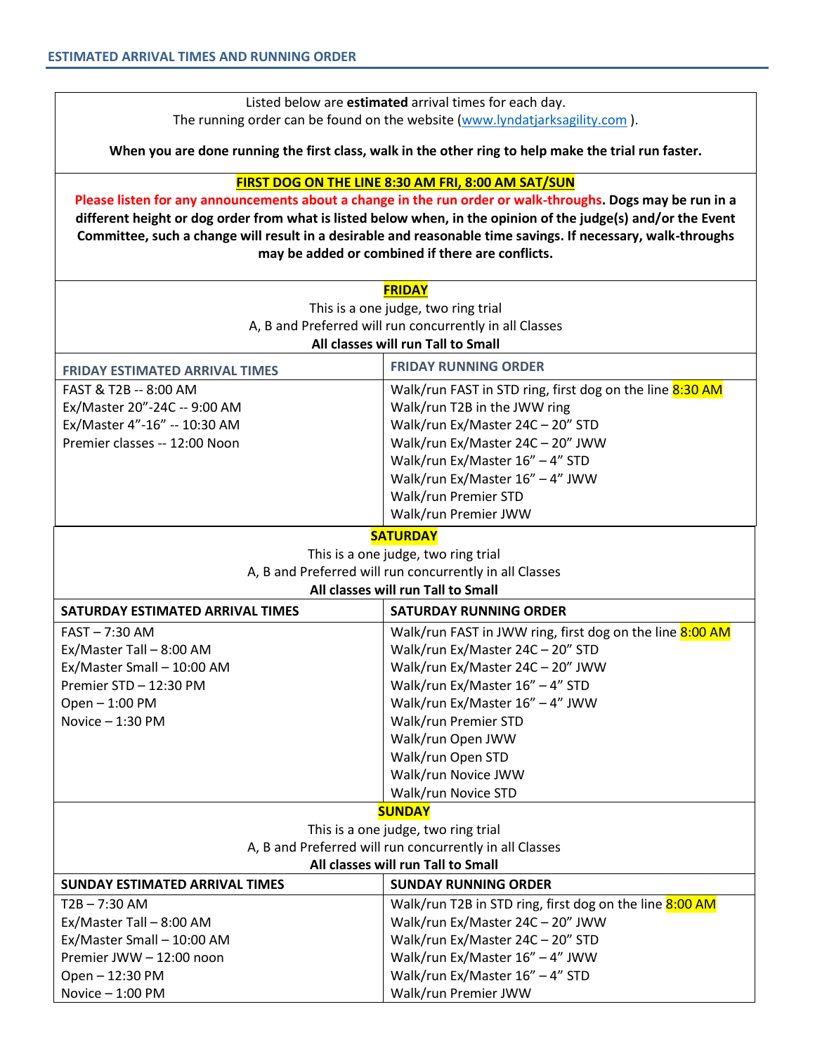## ESTIMATED ARRIVAL TIMES AND RUNNING ORDER

Listed below are **estimated** arrival times for each day.
The running order can be found on the website (www.lyndatjarksagility.com ).

**When you are done running the first class, walk in the other ring to help make the trial run faster.**

**FIRST DOG ON THE LINE 8:30 AM FRI, 8:00 AM SAT/SUN**

**Please listen for any announcements about a change in the run order or walk-throughs. Dogs may be run in a different height or dog order from what is listed below when, in the opinion of the judge(s) and/or the Event Committee, such a change will result in a desirable and reasonable time savings. If necessary, walk-throughs may be added or combined if there are conflicts.**

**FRIDAY**

This is a one judge, two ring trial
A, B and Preferred will run concurrently in all Classes
**All classes will run Tall to Small**

| FRIDAY ESTIMATED ARRIVAL TIMES | FRIDAY RUNNING ORDER |
|---|---|
| FAST & T2B -- 8:00 AM | Walk/run FAST in STD ring, first dog on the line 8:30 AM |
| Ex/Master 20"-24C -- 9:00 AM | Walk/run T2B in the JWW ring |
| Ex/Master 4"-16" -- 10:30 AM | Walk/run Ex/Master 24C – 20" STD |
| Premier classes -- 12:00 Noon | Walk/run Ex/Master 24C – 20" JWW |
| | Walk/run Ex/Master 16" – 4" STD |
| | Walk/run Ex/Master 16" – 4" JWW |
| | Walk/run Premier STD |
| | Walk/run Premier JWW |

**SATURDAY**

This is a one judge, two ring trial
A, B and Preferred will run concurrently in all Classes
**All classes will run Tall to Small**

| SATURDAY ESTIMATED ARRIVAL TIMES | SATURDAY RUNNING ORDER |
|---|---|
| FAST – 7:30 AM | Walk/run FAST in JWW ring, first dog on the line 8:00 AM |
| Ex/Master Tall – 8:00 AM | Walk/run Ex/Master 24C – 20" STD |
| Ex/Master Small – 10:00 AM | Walk/run Ex/Master 24C – 20" JWW |
| Premier STD – 12:30 PM | Walk/run Ex/Master 16" – 4" STD |
| Open – 1:00 PM | Walk/run Ex/Master 16" – 4" JWW |
| Novice – 1:30 PM | Walk/run Premier STD |
| | Walk/run Open JWW |
| | Walk/run Open STD |
| | Walk/run Novice JWW |
| | Walk/run Novice STD |

**SUNDAY**

This is a one judge, two ring trial
A, B and Preferred will run concurrently in all Classes
**All classes will run Tall to Small**

| SUNDAY ESTIMATED ARRIVAL TIMES | SUNDAY RUNNING ORDER |
|---|---|
| T2B – 7:30 AM | Walk/run T2B in STD ring, first dog on the line 8:00 AM |
| Ex/Master Tall – 8:00 AM | Walk/run Ex/Master 24C – 20" JWW |
| Ex/Master Small – 10:00 AM | Walk/run Ex/Master 24C – 20" STD |
| Premier JWW – 12:00 noon | Walk/run Ex/Master 16" – 4" JWW |
| Open – 12:30 PM | Walk/run Ex/Master 16" – 4" STD |
| Novice – 1:00 PM | Walk/run Premier JWW |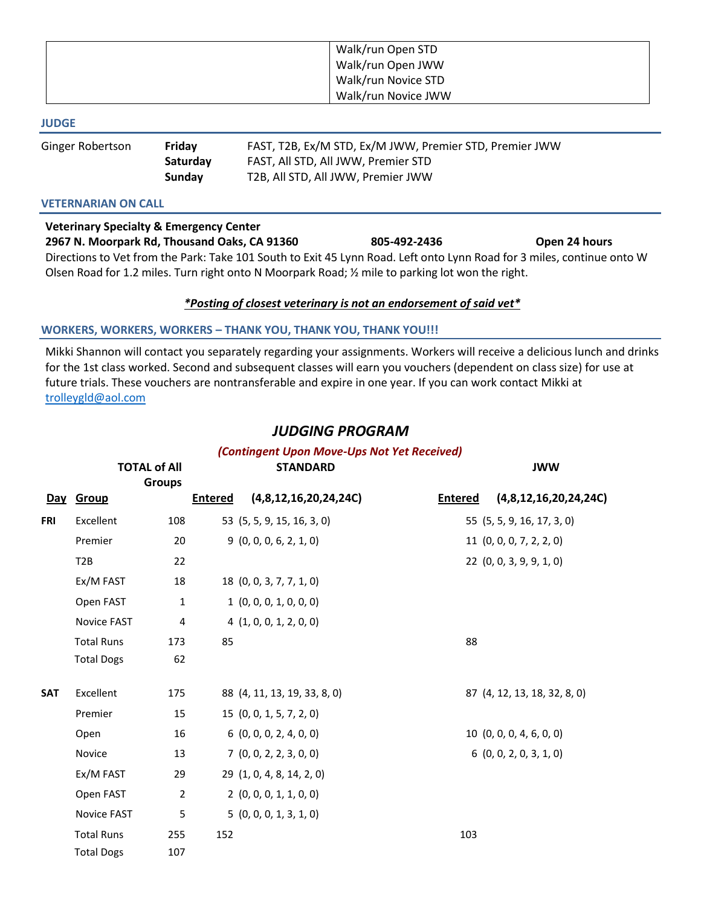| | Walk/run Open STD<br>Walk/run Open JWW<br>Walk/run Novice STD<br>Walk/run Novice JWW |
|---|---|

## JUDGE

| | | |
|---|---|---|
| Ginger Robertson | **Friday** | FAST, T2B, Ex/M STD, Ex/M JWW, Premier STD, Premier JWW |
| | **Saturday** | FAST, All STD, All JWW, Premier STD |
| | **Sunday** | T2B, All STD, All JWW, Premier JWW |

## VETERINARIAN ON CALL

**Veterinary Specialty & Emergency Center**
**2967 N. Moorpark Rd, Thousand Oaks, CA 91360 805-492-2436 Open 24 hours**
Directions to Vet from the Park: Take 101 South to Exit 45 Lynn Road. Left onto Lynn Road for 3 miles, continue onto W Olsen Road for 1.2 miles. Turn right onto N Moorpark Road; ½ mile to parking lot won the right.

***Posting of closest veterinary is not an endorsement of said vet***

## WORKERS, WORKERS, WORKERS – THANK YOU, THANK YOU, THANK YOU!!!

Mikki Shannon will contact you separately regarding your assignments. Workers will receive a delicious lunch and drinks for the 1st class worked. Second and subsequent classes will earn you vouchers (dependent on class size) for use at future trials. These vouchers are nontransferable and expire in one year. If you can work contact Mikki at trolleygld@aol.com

# *JUDGING PROGRAM*

***(Contingent Upon Move-Ups Not Yet Received)***

| Day | Group | TOTAL of All Groups | STANDARD Entered | STANDARD (4,8,12,16,20,24,24C) | JWW Entered | JWW (4,8,12,16,20,24,24C) |
|---|---|---|---|---|---|---|
| **FRI** | Excellent | 108 | 53 | (5, 5, 9, 15, 16, 3, 0) | 55 | (5, 5, 9, 16, 17, 3, 0) |
| | Premier | 20 | 9 | (0, 0, 0, 6, 2, 1, 0) | 11 | (0, 0, 0, 7, 2, 2, 0) |
| | T2B | 22 | | | 22 | (0, 0, 3, 9, 9, 1, 0) |
| | Ex/M FAST | 18 | 18 | (0, 0, 3, 7, 7, 1, 0) | | |
| | Open FAST | 1 | 1 | (0, 0, 0, 1, 0, 0, 0) | | |
| | Novice FAST | 4 | 4 | (1, 0, 0, 1, 2, 0, 0) | | |
| | Total Runs | 173 | 85 | | 88 | |
| | Total Dogs | 62 | | | | |
| **SAT** | Excellent | 175 | 88 | (4, 11, 13, 19, 33, 8, 0) | 87 | (4, 12, 13, 18, 32, 8, 0) |
| | Premier | 15 | 15 | (0, 0, 1, 5, 7, 2, 0) | | |
| | Open | 16 | 6 | (0, 0, 0, 2, 4, 0, 0) | 10 | (0, 0, 0, 4, 6, 0, 0) |
| | Novice | 13 | 7 | (0, 0, 2, 2, 3, 0, 0) | 6 | (0, 0, 2, 0, 3, 1, 0) |
| | Ex/M FAST | 29 | 29 | (1, 0, 4, 8, 14, 2, 0) | | |
| | Open FAST | 2 | 2 | (0, 0, 0, 1, 1, 0, 0) | | |
| | Novice FAST | 5 | 5 | (0, 0, 0, 1, 3, 1, 0) | | |
| | Total Runs | 255 | 152 | | 103 | |
| | Total Dogs | 107 | | | | |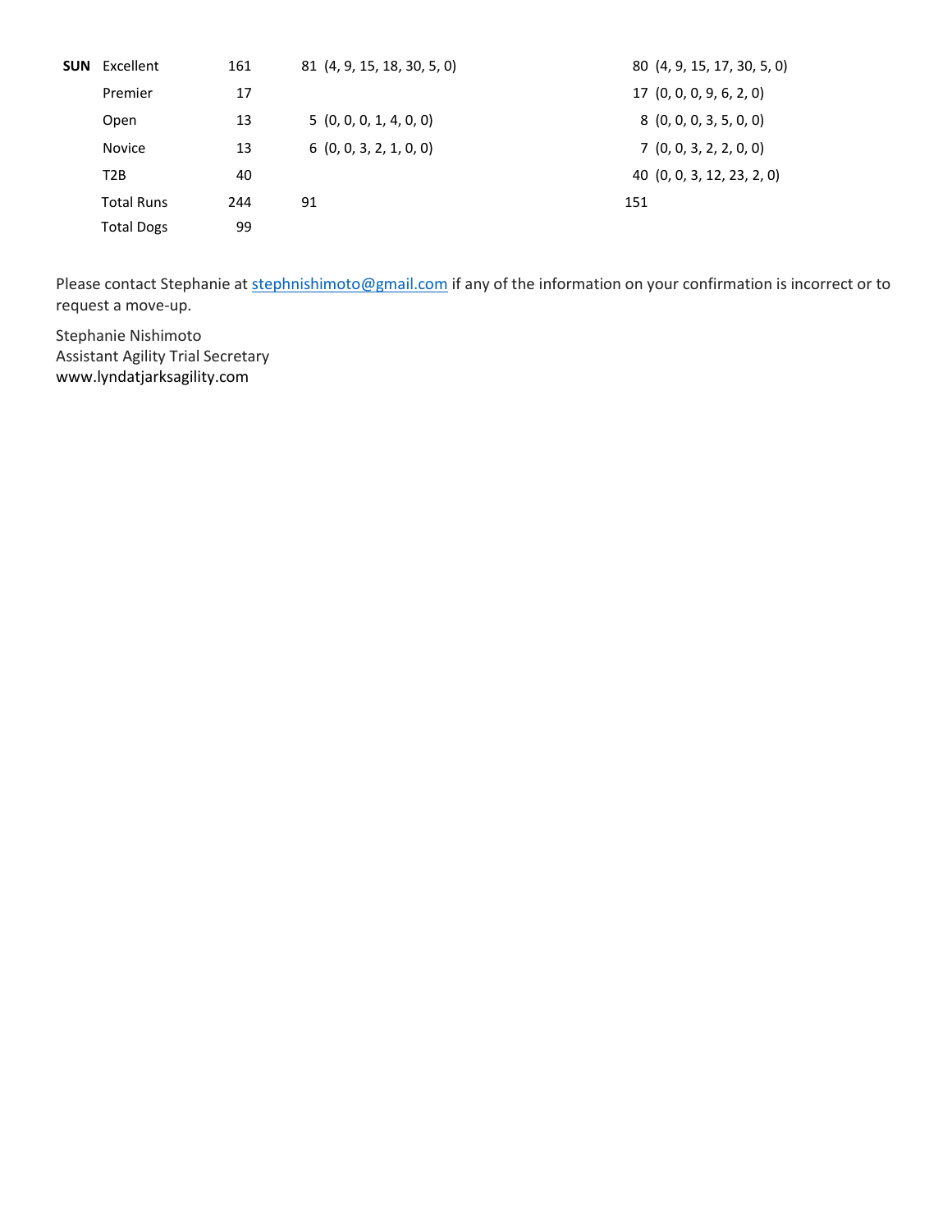| | | | | |
|---|---|---|---|---|
| **SUN** | Excellent | 161 | 81 (4, 9, 15, 18, 30, 5, 0) | 80 (4, 9, 15, 17, 30, 5, 0) |
| | Premier | 17 | | 17 (0, 0, 0, 9, 6, 2, 0) |
| | Open | 13 | 5 (0, 0, 0, 1, 4, 0, 0) | 8 (0, 0, 0, 3, 5, 0, 0) |
| | Novice | 13 | 6 (0, 0, 3, 2, 1, 0, 0) | 7 (0, 0, 3, 2, 2, 0, 0) |
| | T2B | 40 | | 40 (0, 0, 3, 12, 23, 2, 0) |
| | Total Runs | 244 | 91 | 151 |
| | Total Dogs | 99 | | |

Please contact Stephanie at stephnishimoto@gmail.com if any of the information on your confirmation is incorrect or to request a move-up.

Stephanie Nishimoto
Assistant Agility Trial Secretary
www.lyndatjarksagility.com